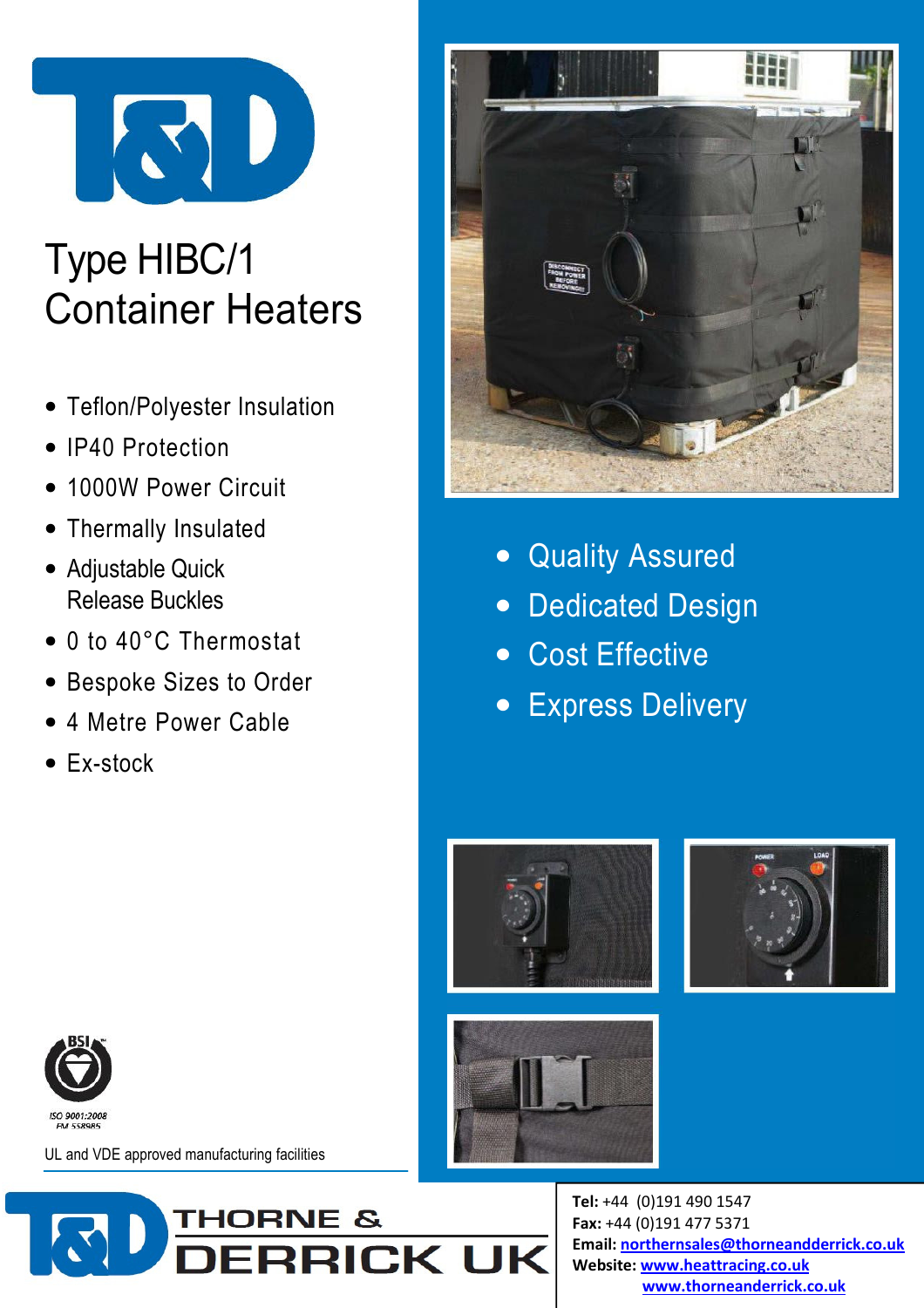# Type HIBC/1 Container Heaters

- Teflon/Polyester Insulation
- IP40 Protection
- 1000W Power Circuit
- Thermally Insulated
- Adjustable Quick Release Buckles
- 0 to 40°C Thermostat
- Bespoke Sizes to Order
- 4 Metre Power Cable
- Ex-stock

- Quality Assured
- Dedicated Design
- Cost Effective
- Express Delivery

ISO 9001:2008
FM 558985

UL and VDE approved manufacturing facilities

THORNE & DERRICK UK

**Tel:** +44 (0)191 490 1547
**Fax:** +44 (0)191 477 5371
**Email:** northernsales@thorneandderrick.co.uk
**Website:** www.heattracing.co.uk
www.thorneanderrick.co.uk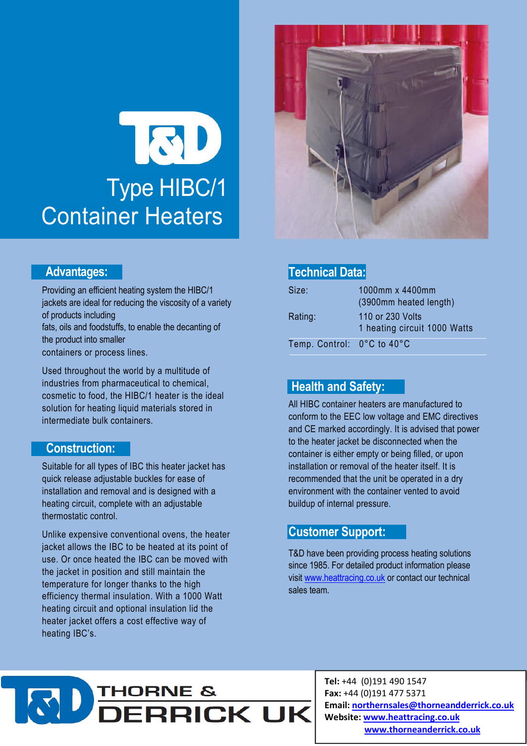# T&D

## Type HIBC/1 Container Heaters

### Advantages:

Providing an efficient heating system the HIBC/1 jackets are ideal for reducing the viscosity of a variety of products including
fats, oils and foodstuffs, to enable the decanting of the product into smaller
containers or process lines.

Used throughout the world by a multitude of industries from pharmaceutical to chemical, cosmetic to food, the HIBC/1 heater is the ideal solution for heating liquid materials stored in intermediate bulk containers.

### Construction:

Suitable for all types of IBC this heater jacket has quick release adjustable buckles for ease of installation and removal and is designed with a heating circuit, complete with an adjustable thermostatic control.

Unlike expensive conventional ovens, the heater jacket allows the IBC to be heated at its point of use. Or once heated the IBC can be moved with the jacket in position and still maintain the temperature for longer thanks to the high efficiency thermal insulation. With a 1000 Watt heating circuit and optional insulation lid the heater jacket offers a cost effective way of heating IBC's.

### Technical Data:

| | |
|---|---|
| Size: | 1000mm x 4400mm (3900mm heated length) |
| Rating: | 110 or 230 Volts 1 heating circuit 1000 Watts |
| Temp. Control: | 0°C to 40°C |

### Health and Safety:

All HIBC container heaters are manufactured to conform to the EEC low voltage and EMC directives and CE marked accordingly. It is advised that power to the heater jacket be disconnected when the container is either empty or being filled, or upon installation or removal of the heater itself. It is recommended that the unit be operated in a dry environment with the container vented to avoid buildup of internal pressure.

### Customer Support:

T&D have been providing process heating solutions since 1985. For detailed product information please visit www.heattracing.co.uk or contact our technical sales team.

T&D THORNE & DERRICK UK

**Tel:** +44 (0)191 490 1547
**Fax:** +44 (0)191 477 5371
**Email:** northernsales@thorneandderrick.co.uk
**Website:** www.heattracing.co.uk
www.thorneandderrick.co.uk